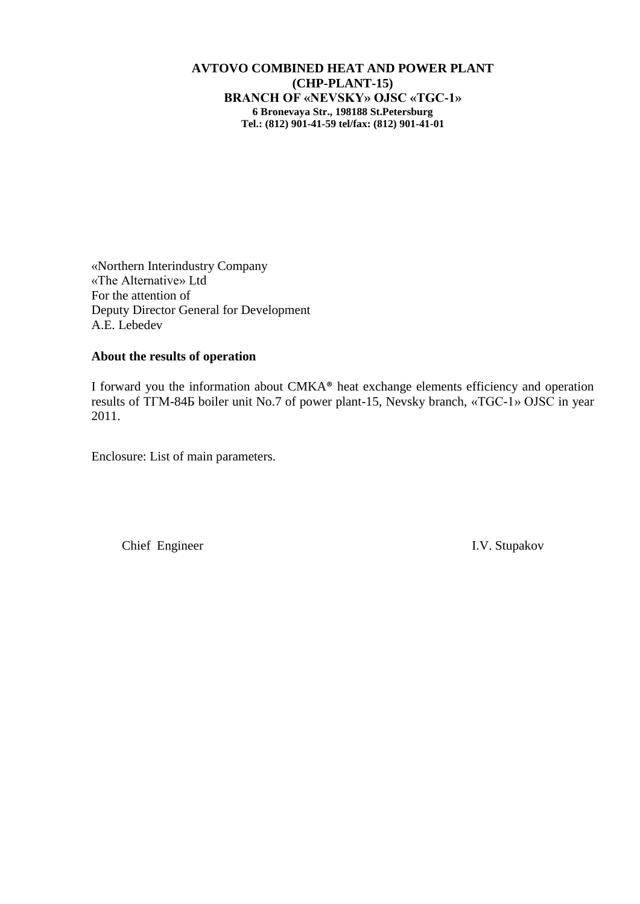**AVTOVO COMBINED HEAT AND POWER PLANT**
**(CHP-PLANT-15)**
**BRANCH OF «NEVSKY» OJSC «TGC-1»**
**6 Bronevaya Str., 198188 St.Petersburg**
**Tel.: (812) 901-41-59 tel/fax: (812) 901-41-01**

«Northern Interindustry Company
«The Alternative» Ltd
For the attention of
Deputy Director General for Development
A.E. Lebedev

**About the results of operation**

I forward you the information about СМКА® heat exchange elements efficiency and operation results of ТГМ-84Б boiler unit No.7 of power plant-15, Nevsky branch, «TGC-1» OJSC in year 2011.

Enclosure: List of main parameters.

Chief Engineer I.V. Stupakov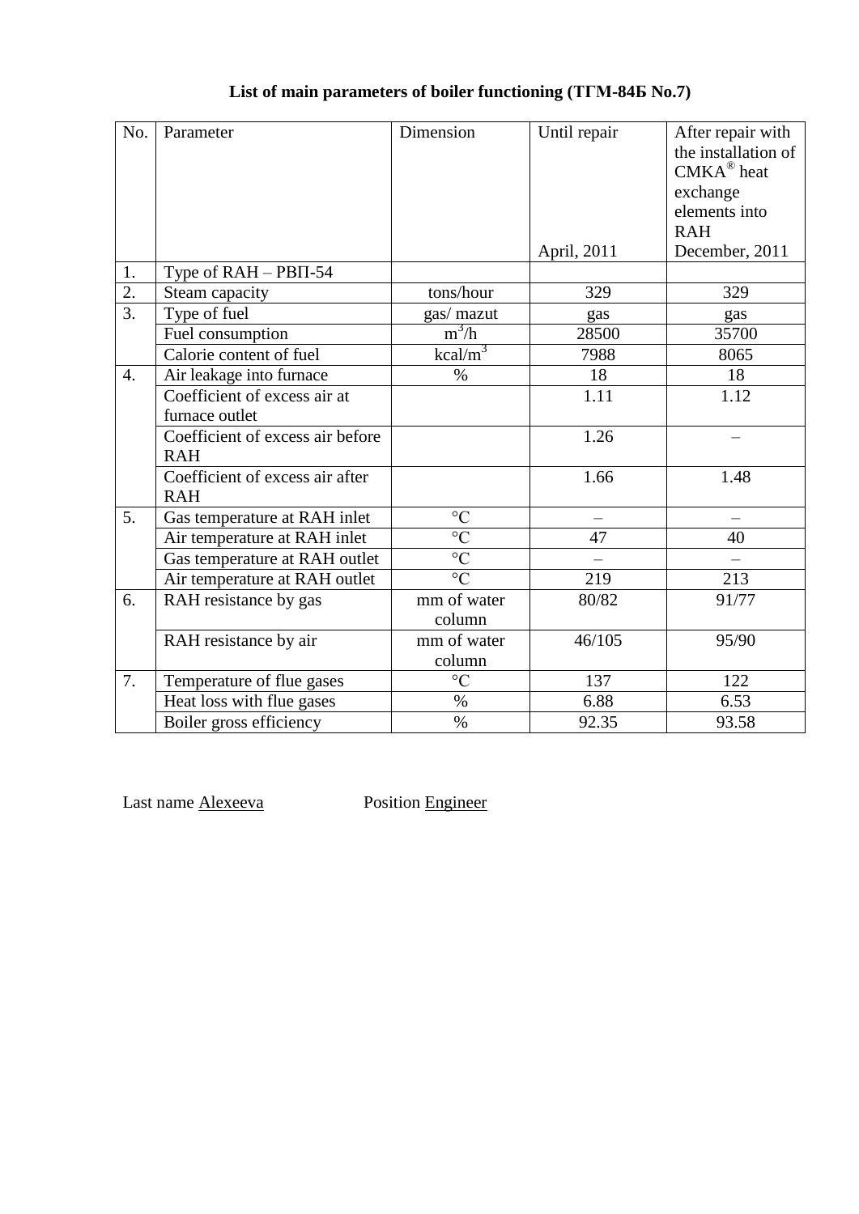**List of main parameters of boiler functioning (ТГМ-84Б No.7)**

| No. | Parameter | Dimension | Until repair<br><br>April, 2011 | After repair with the installation of СМКА® heat exchange elements into RAH<br>December, 2011 |
|---|---|---|---|---|
| 1. | Type of RAH – РВП-54 | | | |
| 2. | Steam capacity | tons/hour | 329 | 329 |
| 3. | Type of fuel | gas/ mazut | gas | gas |
| | Fuel consumption | $m^3/h$ | 28500 | 35700 |
| | Calorie content of fuel | $kcal/m^3$ | 7988 | 8065 |
| 4. | Air leakage into furnace | % | 18 | 18 |
| | Coefficient of excess air at furnace outlet | | 1.11 | 1.12 |
| | Coefficient of excess air before RAH | | 1.26 | – |
| | Coefficient of excess air after RAH | | 1.66 | 1.48 |
| 5. | Gas temperature at RAH inlet | °C | – | – |
| | Air temperature at RAH inlet | °C | 47 | 40 |
| | Gas temperature at RAH outlet | °C | – | – |
| | Air temperature at RAH outlet | °C | 219 | 213 |
| 6. | RAH resistance by gas | mm of water column | 80/82 | 91/77 |
| | RAH resistance by air | mm of water column | 46/105 | 95/90 |
| 7. | Temperature of flue gases | °C | 137 | 122 |
| | Heat loss with flue gases | % | 6.88 | 6.53 |
| | Boiler gross efficiency | % | 92.35 | 93.58 |

Last name Alexeeva Position Engineer